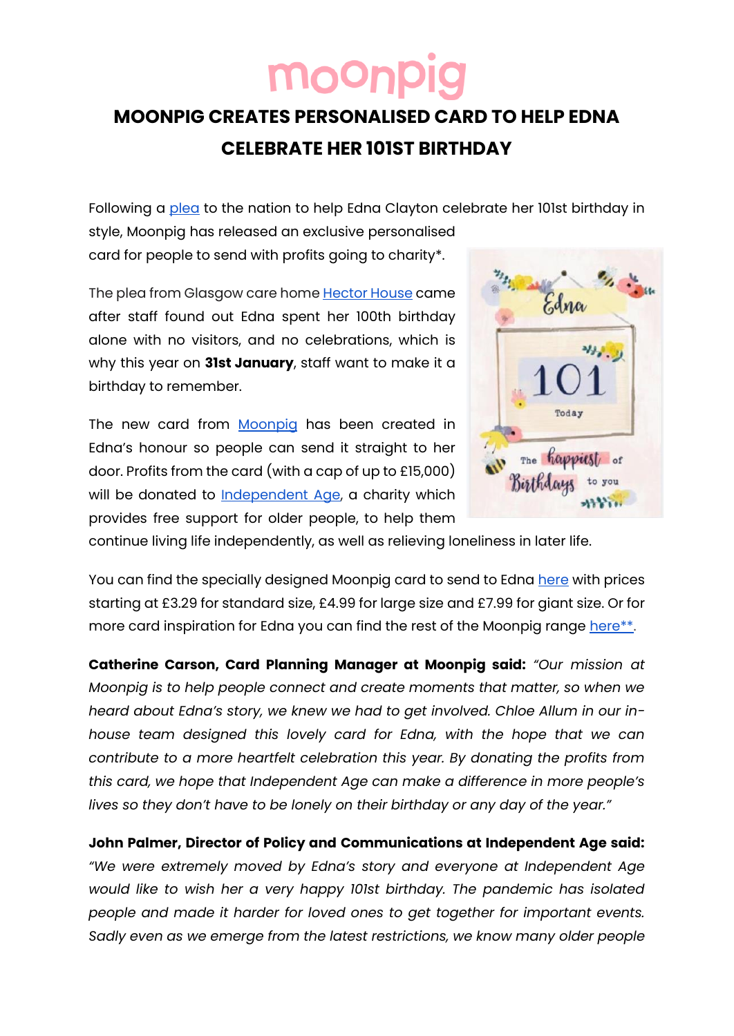moonpig

# MOONPIG CREATES PERSONALISED CARD TO HELP EDNA CELEBRATE HER 101ST BIRTHDAY

Following a plea to the nation to help Edna Clayton celebrate her 101st birthday in style, Moonpig has released an exclusive personalised card for people to send with profits going to charity*.

The plea from Glasgow care home Hector House came after staff found out Edna spent her 100th birthday alone with no visitors, and no celebrations, which is why this year on **31st January**, staff want to make it a birthday to remember.

The new card from Moonpig has been created in Edna's honour so people can send it straight to her door. Profits from the card (with a cap of up to £15,000) will be donated to Independent Age, a charity which provides free support for older people, to help them continue living life independently, as well as relieving loneliness in later life.

You can find the specially designed Moonpig card to send to Edna here with prices starting at £3.29 for standard size, £4.99 for large size and £7.99 for giant size. Or for more card inspiration for Edna you can find the rest of the Moonpig range here**.

**Catherine Carson, Card Planning Manager at Moonpig said:** *"Our mission at Moonpig is to help people connect and create moments that matter, so when we heard about Edna's story, we knew we had to get involved. Chloe Allum in our in-house team designed this lovely card for Edna, with the hope that we can contribute to a more heartfelt celebration this year. By donating the profits from this card, we hope that Independent Age can make a difference in more people's lives so they don't have to be lonely on their birthday or any day of the year."*

**John Palmer, Director of Policy and Communications at Independent Age said:** *"We were extremely moved by Edna's story and everyone at Independent Age would like to wish her a very happy 101st birthday. The pandemic has isolated people and made it harder for loved ones to get together for important events. Sadly even as we emerge from the latest restrictions, we know many older people*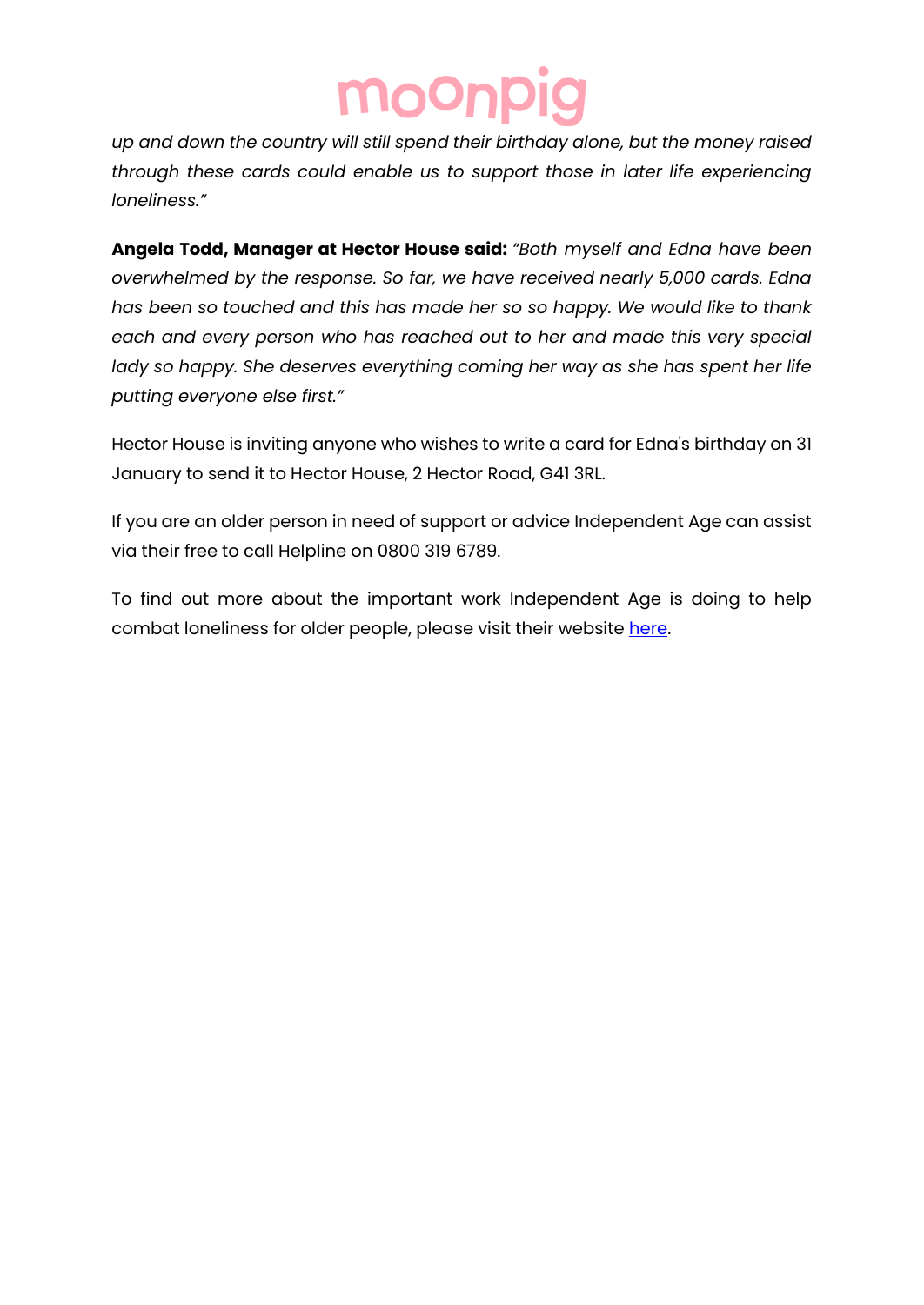*up and down the country will still spend their birthday alone, but the money raised through these cards could enable us to support those in later life experiencing loneliness."*

**Angela Todd, Manager at Hector House said:** *"Both myself and Edna have been overwhelmed by the response. So far, we have received nearly 5,000 cards. Edna has been so touched and this has made her so so happy. We would like to thank each and every person who has reached out to her and made this very special lady so happy. She deserves everything coming her way as she has spent her life putting everyone else first."*

Hector House is inviting anyone who wishes to write a card for Edna's birthday on 31 January to send it to Hector House, 2 Hector Road, G41 3RL.

If you are an older person in need of support or advice Independent Age can assist via their free to call Helpline on 0800 319 6789.

To find out more about the important work Independent Age is doing to help combat loneliness for older people, please visit their website here.